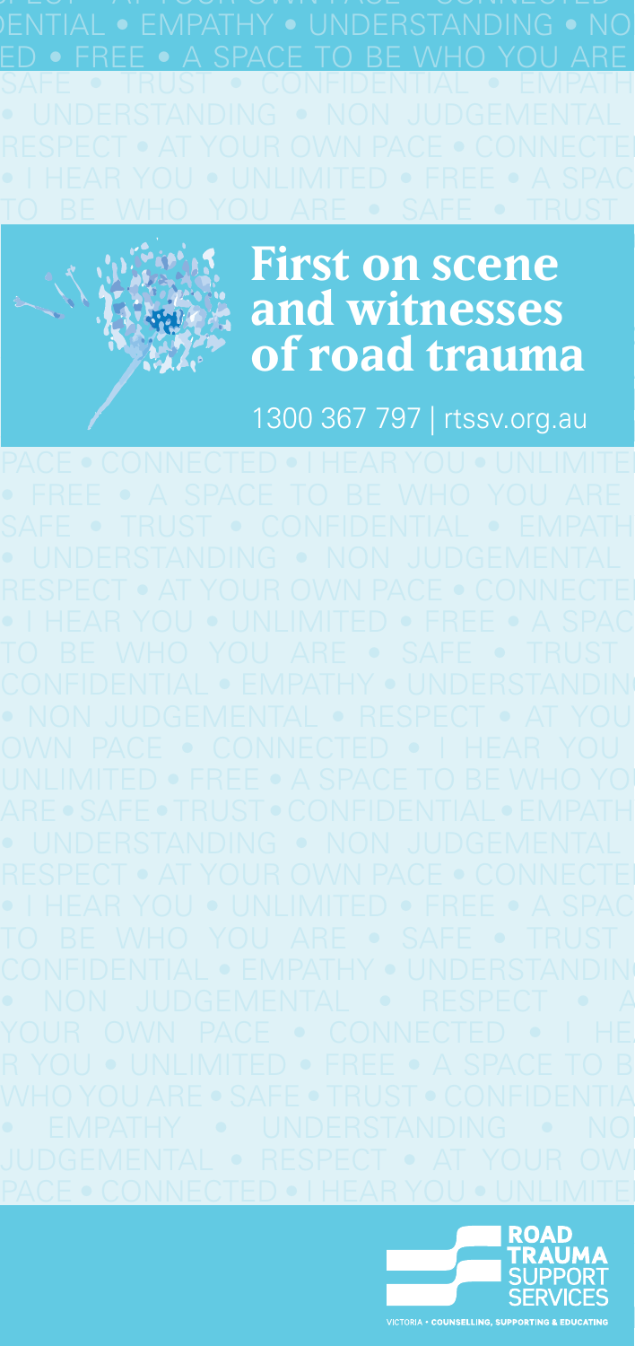# First on scene and witnesses of road trauma

1300 367 797 | rtssv.org.au

ROAD TRAUMA SUPPORT SERVICES

VICTORIA • COUNSELLING, SUPPORTING & EDUCATING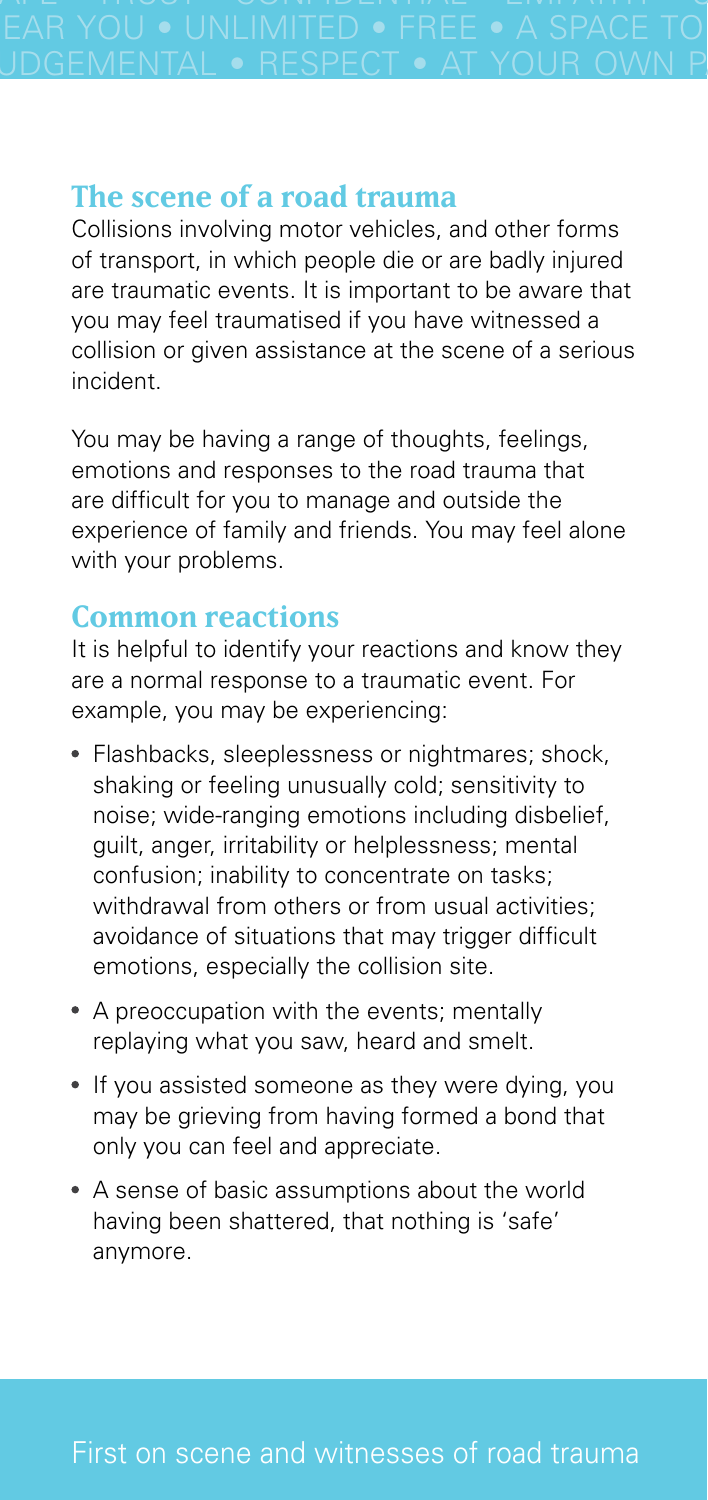## The scene of a road trauma

Collisions involving motor vehicles, and other forms of transport, in which people die or are badly injured are traumatic events. It is important to be aware that you may feel traumatised if you have witnessed a collision or given assistance at the scene of a serious incident.

You may be having a range of thoughts, feelings, emotions and responses to the road trauma that are difficult for you to manage and outside the experience of family and friends. You may feel alone with your problems.

## Common reactions

It is helpful to identify your reactions and know they are a normal response to a traumatic event. For example, you may be experiencing:

- Flashbacks, sleeplessness or nightmares; shock, shaking or feeling unusually cold; sensitivity to noise; wide-ranging emotions including disbelief, guilt, anger, irritability or helplessness; mental confusion; inability to concentrate on tasks; withdrawal from others or from usual activities; avoidance of situations that may trigger difficult emotions, especially the collision site.
- A preoccupation with the events; mentally replaying what you saw, heard and smelt.
- If you assisted someone as they were dying, you may be grieving from having formed a bond that only you can feel and appreciate.
- A sense of basic assumptions about the world having been shattered, that nothing is 'safe' anymore.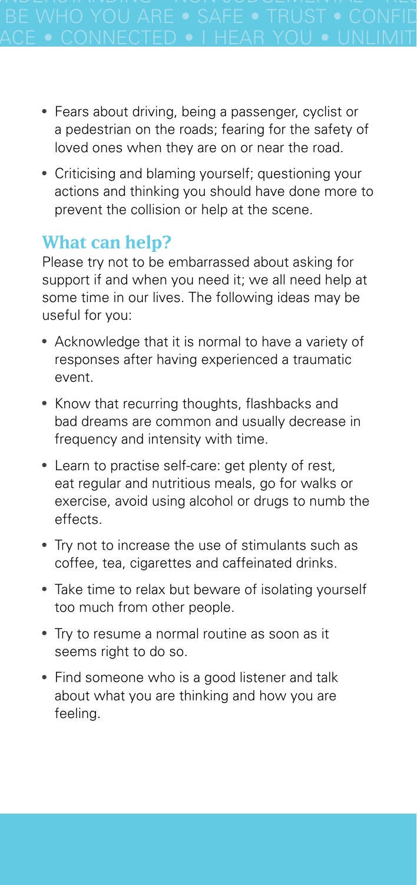- Fears about driving, being a passenger, cyclist or a pedestrian on the roads; fearing for the safety of loved ones when they are on or near the road.
- Criticising and blaming yourself; questioning your actions and thinking you should have done more to prevent the collision or help at the scene.

## What can help?

Please try not to be embarrassed about asking for support if and when you need it; we all need help at some time in our lives. The following ideas may be useful for you:

- Acknowledge that it is normal to have a variety of responses after having experienced a traumatic event.
- Know that recurring thoughts, flashbacks and bad dreams are common and usually decrease in frequency and intensity with time.
- Learn to practise self-care: get plenty of rest, eat regular and nutritious meals, go for walks or exercise, avoid using alcohol or drugs to numb the effects.
- Try not to increase the use of stimulants such as coffee, tea, cigarettes and caffeinated drinks.
- Take time to relax but beware of isolating yourself too much from other people.
- Try to resume a normal routine as soon as it seems right to do so.
- Find someone who is a good listener and talk about what you are thinking and how you are feeling.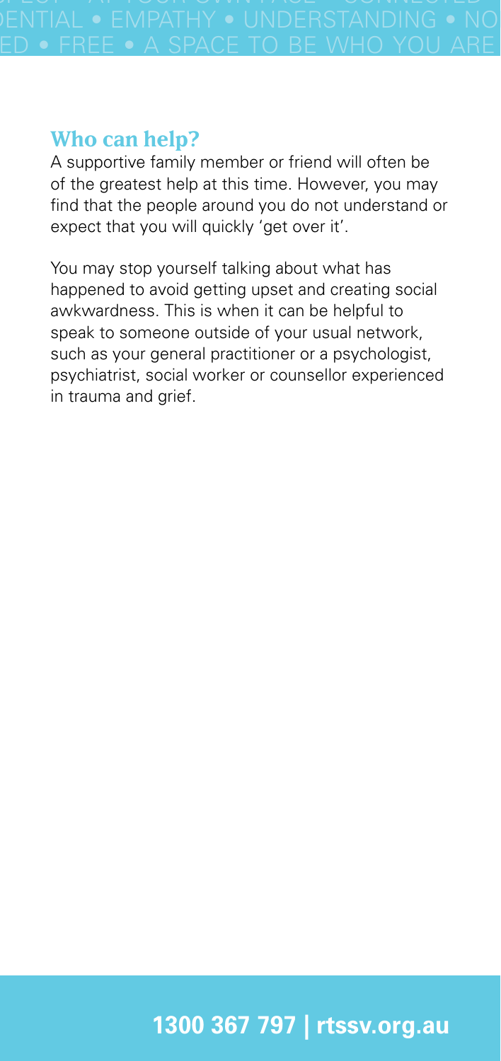## Who can help?

A supportive family member or friend will often be of the greatest help at this time. However, you may find that the people around you do not understand or expect that you will quickly 'get over it'.

You may stop yourself talking about what has happened to avoid getting upset and creating social awkwardness. This is when it can be helpful to speak to someone outside of your usual network, such as your general practitioner or a psychologist, psychiatrist, social worker or counsellor experienced in trauma and grief.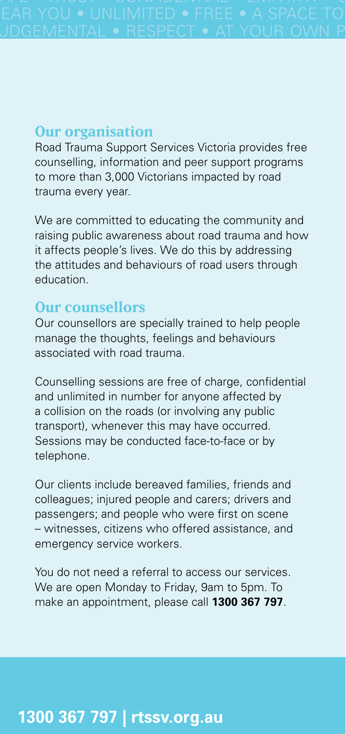## Our organisation

Road Trauma Support Services Victoria provides free counselling, information and peer support programs to more than 3,000 Victorians impacted by road trauma every year.

We are committed to educating the community and raising public awareness about road trauma and how it affects people's lives. We do this by addressing the attitudes and behaviours of road users through education.

## Our counsellors

Our counsellors are specially trained to help people manage the thoughts, feelings and behaviours associated with road trauma.

Counselling sessions are free of charge, confidential and unlimited in number for anyone affected by a collision on the roads (or involving any public transport), whenever this may have occurred. Sessions may be conducted face-to-face or by telephone.

Our clients include bereaved families, friends and colleagues; injured people and carers; drivers and passengers; and people who were first on scene – witnesses, citizens who offered assistance, and emergency service workers.

You do not need a referral to access our services. We are open Monday to Friday, 9am to 5pm. To make an appointment, please call **1300 367 797**.

**1300 367 797 | rtssv.org.au**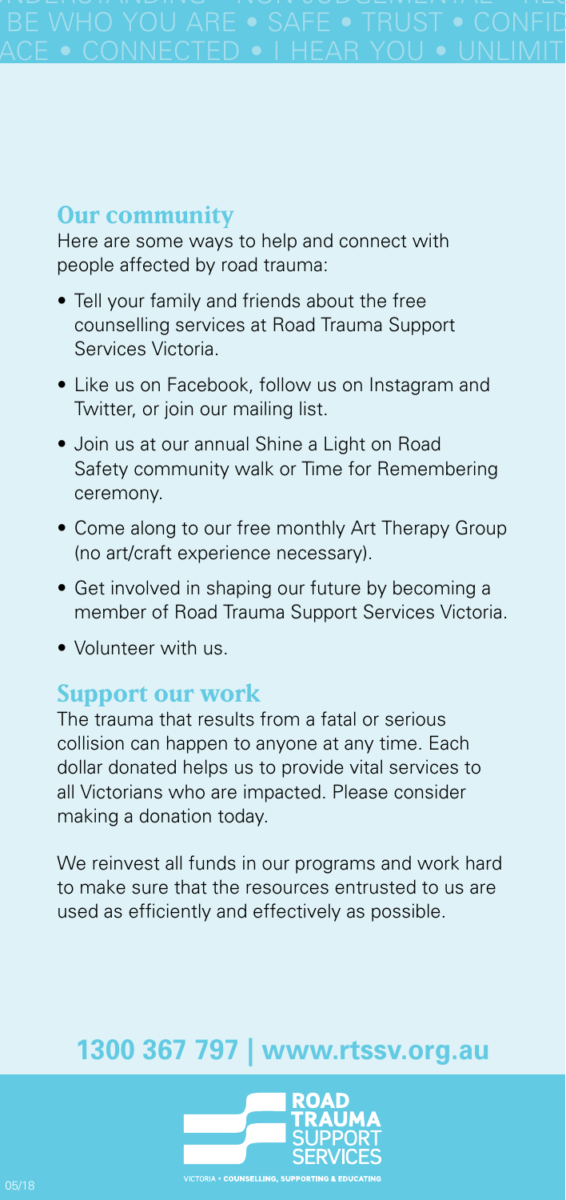## Our community

Here are some ways to help and connect with people affected by road trauma:

- Tell your family and friends about the free counselling services at Road Trauma Support Services Victoria.
- Like us on Facebook, follow us on Instagram and Twitter, or join our mailing list.
- Join us at our annual Shine a Light on Road Safety community walk or Time for Remembering ceremony.
- Come along to our free monthly Art Therapy Group (no art/craft experience necessary).
- Get involved in shaping our future by becoming a member of Road Trauma Support Services Victoria.
- Volunteer with us.

## Support our work

The trauma that results from a fatal or serious collision can happen to anyone at any time. Each dollar donated helps us to provide vital services to all Victorians who are impacted. Please consider making a donation today.

We reinvest all funds in our programs and work hard to make sure that the resources entrusted to us are used as efficiently and effectively as possible.

**1300 367 797 | www.rtssv.org.au**

ROAD TRAUMA SUPPORT SERVICES

VICTORIA • COUNSELLING, SUPPORTING & EDUCATING

05/18